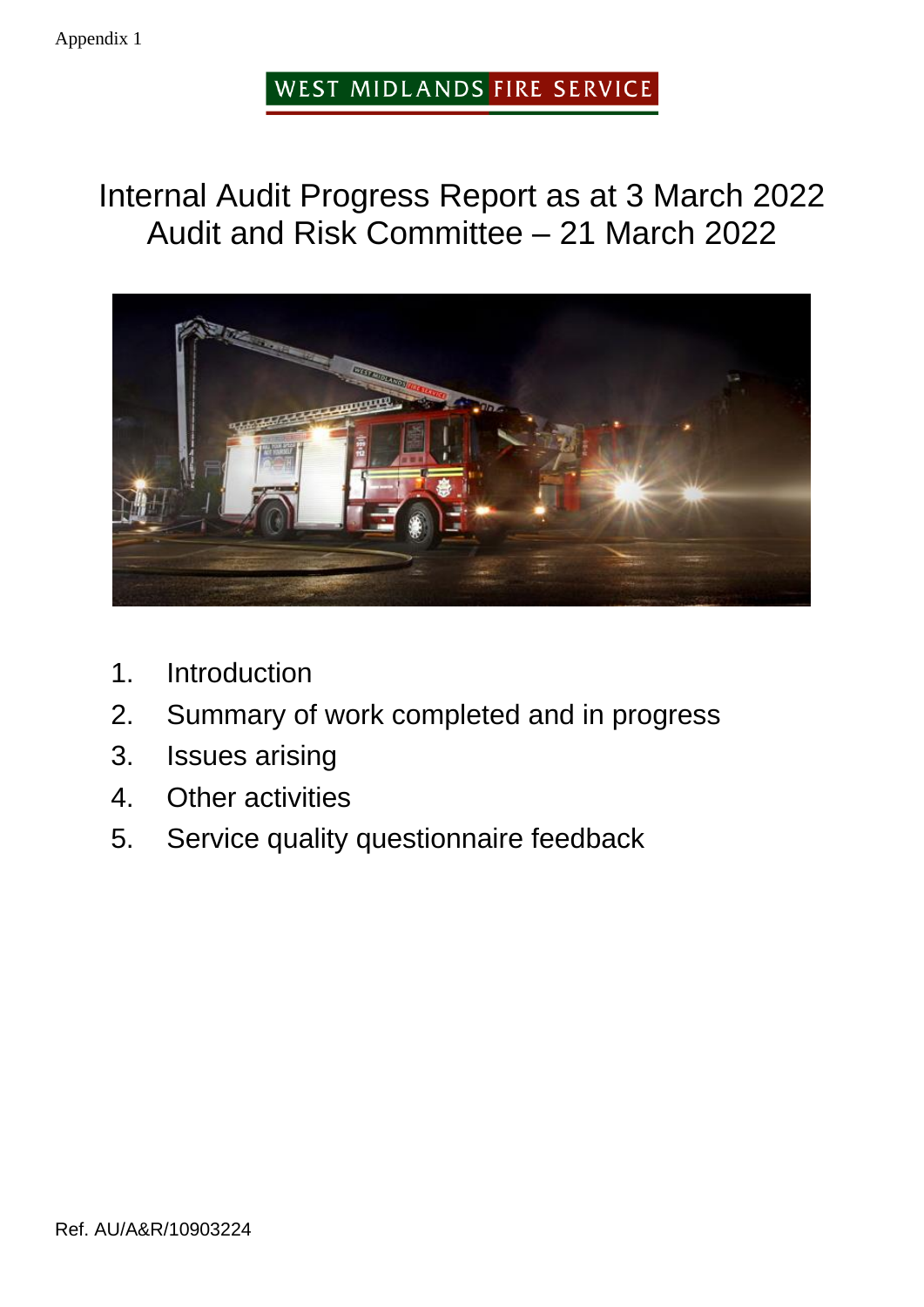Appendix 1

WEST MIDLANDS FIRE SERVICE

# Internal Audit Progress Report as at 3 March 2022
# Audit and Risk Committee – 21 March 2022

1. Introduction
2. Summary of work completed and in progress
3. Issues arising
4. Other activities
5. Service quality questionnaire feedback

Ref. AU/A&R/10903224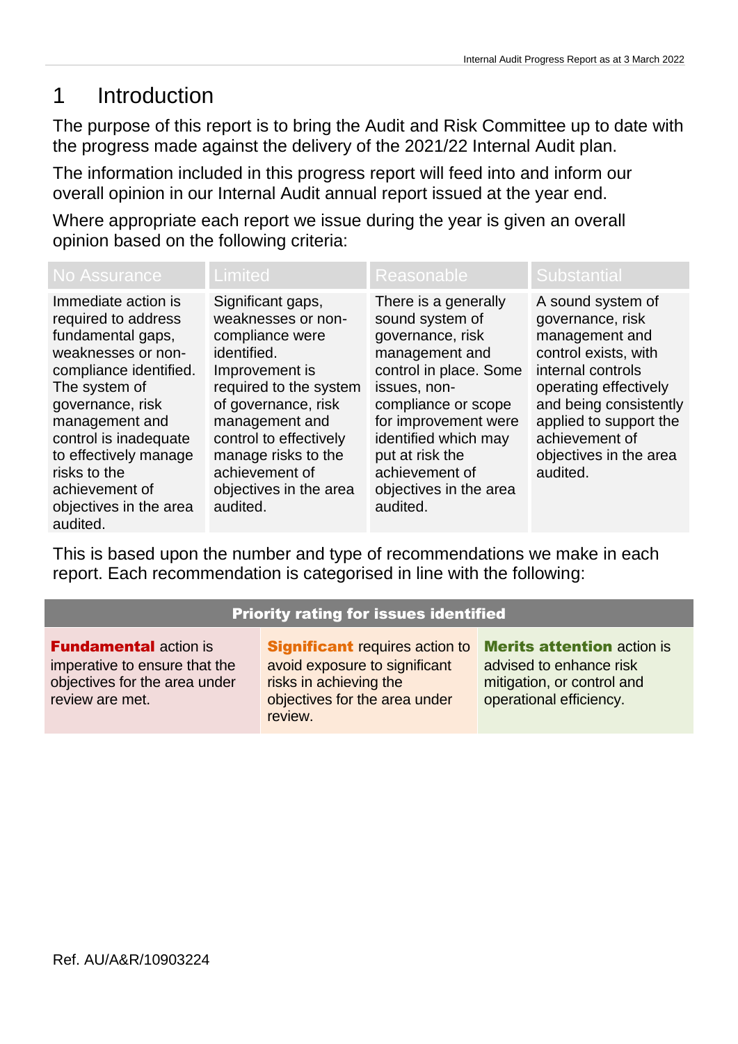# 1 Introduction

The purpose of this report is to bring the Audit and Risk Committee up to date with the progress made against the delivery of the 2021/22 Internal Audit plan.

The information included in this progress report will feed into and inform our overall opinion in our Internal Audit annual report issued at the year end.

Where appropriate each report we issue during the year is given an overall opinion based on the following criteria:

| No Assurance | Limited | Reasonable | Substantial |
|---|---|---|---|
| Immediate action is required to address fundamental gaps, weaknesses or non-compliance identified. The system of governance, risk management and control is inadequate to effectively manage risks to the achievement of objectives in the area audited. | Significant gaps, weaknesses or non-compliance were identified. Improvement is required to the system of governance, risk management and control to effectively manage risks to the achievement of objectives in the area audited. | There is a generally sound system of governance, risk management and control in place. Some issues, non-compliance or scope for improvement were identified which may put at risk the achievement of objectives in the area audited. | A sound system of governance, risk management and control exists, with internal controls operating effectively and being consistently applied to support the achievement of objectives in the area audited. |

This is based upon the number and type of recommendations we make in each report. Each recommendation is categorised in line with the following:

| Priority rating for issues identified | | |
|---|---|---|
| **Fundamental** action is imperative to ensure that the objectives for the area under review are met. | **Significant** requires action to avoid exposure to significant risks in achieving the objectives for the area under review. | **Merits attention** action is advised to enhance risk mitigation, or control and operational efficiency. |

Ref. AU/A&R/10903224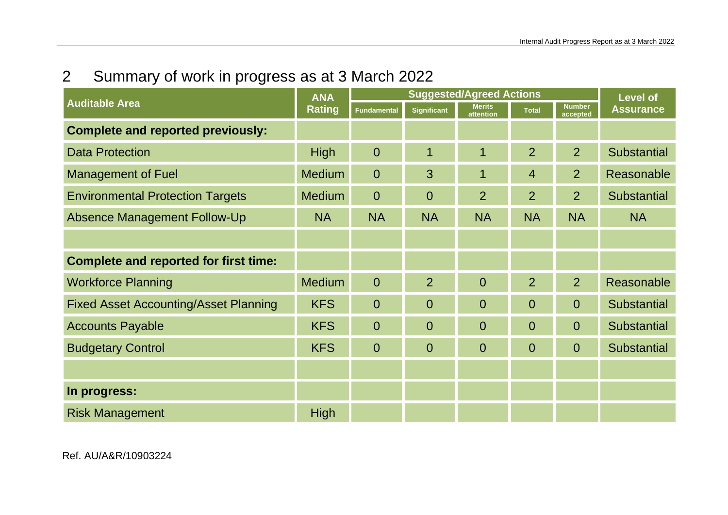## 2 Summary of work in progress as at 3 March 2022

| Auditable Area | ANA Rating | Suggested/Agreed Actions | | | | | Level of Assurance |
|---|---|---|---|---|---|---|---|
| | | Fundamental | Significant | Merits attention | Total | Number accepted | |
| **Complete and reported previously:** | | | | | | | |
| Data Protection | High | 0 | 1 | 1 | 2 | 2 | Substantial |
| Management of Fuel | Medium | 0 | 3 | 1 | 4 | 2 | Reasonable |
| Environmental Protection Targets | Medium | 0 | 0 | 2 | 2 | 2 | Substantial |
| Absence Management Follow-Up | NA | NA | NA | NA | NA | NA | NA |
| | | | | | | | |
| **Complete and reported for first time:** | | | | | | | |
| Workforce Planning | Medium | 0 | 2 | 0 | 2 | 2 | Reasonable |
| Fixed Asset Accounting/Asset Planning | KFS | 0 | 0 | 0 | 0 | 0 | Substantial |
| Accounts Payable | KFS | 0 | 0 | 0 | 0 | 0 | Substantial |
| Budgetary Control | KFS | 0 | 0 | 0 | 0 | 0 | Substantial |
| | | | | | | | |
| **In progress:** | | | | | | | |
| Risk Management | High | | | | | | |

Ref. AU/A&R/10903224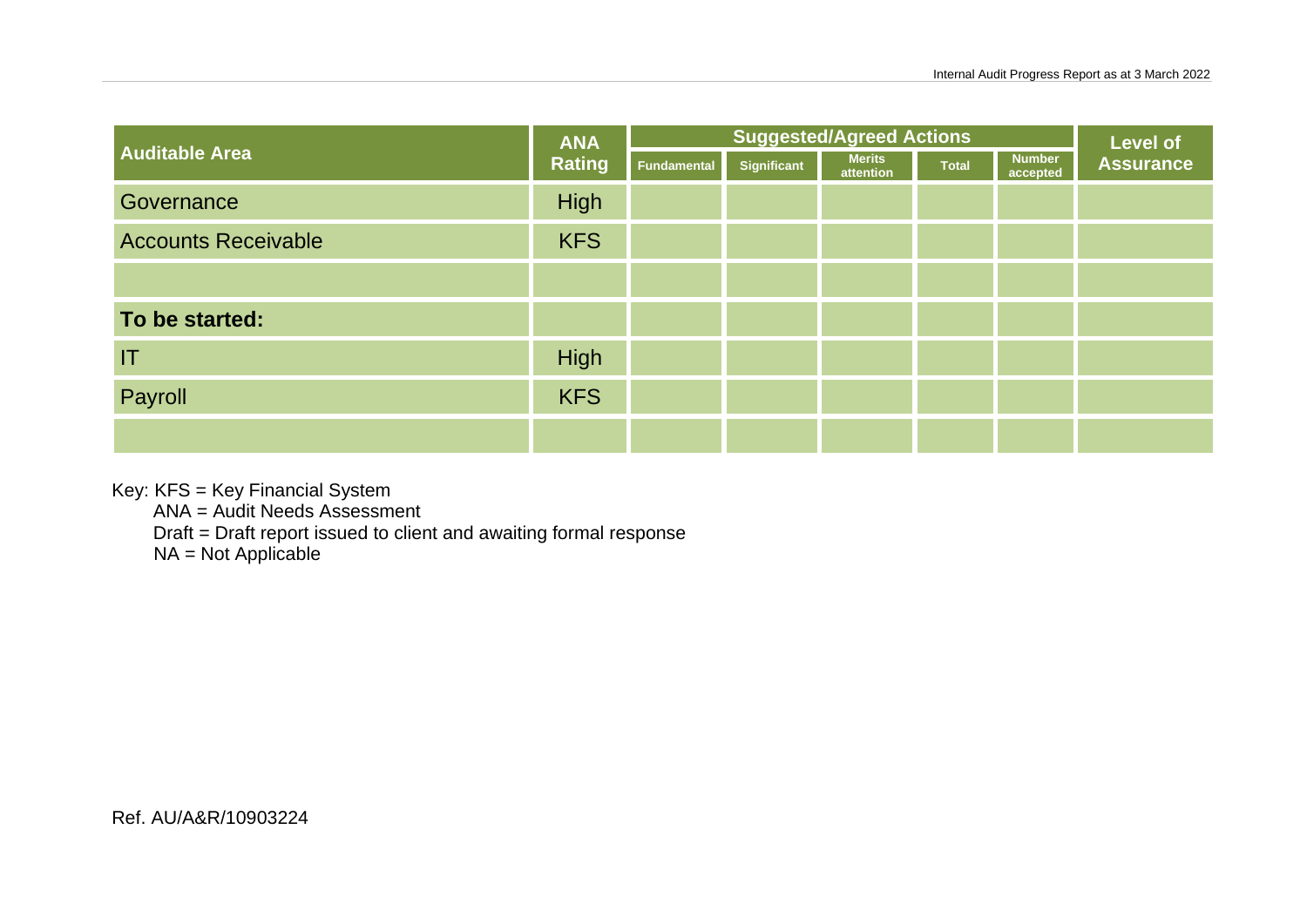| Auditable Area | ANA Rating | Suggested/Agreed Actions | | | | | Level of Assurance |
|---|---|---|---|---|---|---|---|
| | | Fundamental | Significant | Merits attention | Total | Number accepted | |
| Governance | High | | | | | | |
| Accounts Receivable | KFS | | | | | | |
| | | | | | | | |
| **To be started:** | | | | | | | |
| IT | High | | | | | | |
| Payroll | KFS | | | | | | |
| | | | | | | | |

Key: KFS = Key Financial System
ANA = Audit Needs Assessment
Draft = Draft report issued to client and awaiting formal response
NA = Not Applicable

Ref. AU/A&R/10903224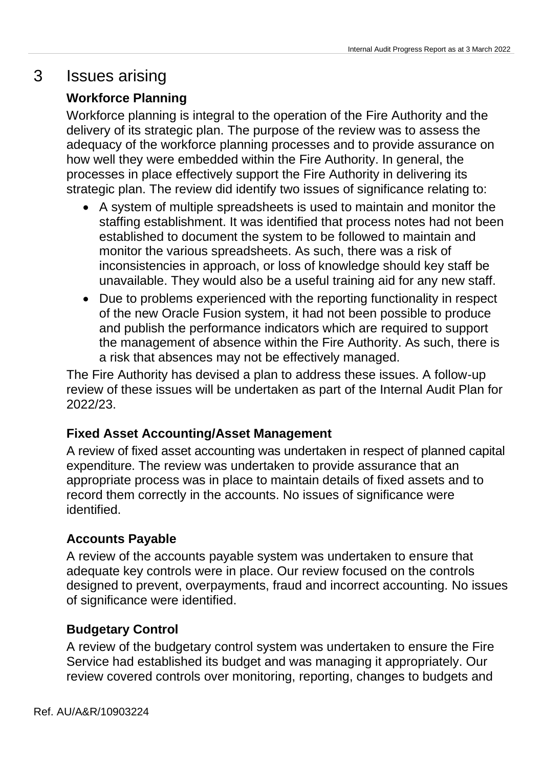# 3 Issues arising

### Workforce Planning

Workforce planning is integral to the operation of the Fire Authority and the delivery of its strategic plan. The purpose of the review was to assess the adequacy of the workforce planning processes and to provide assurance on how well they were embedded within the Fire Authority. In general, the processes in place effectively support the Fire Authority in delivering its strategic plan. The review did identify two issues of significance relating to:

- A system of multiple spreadsheets is used to maintain and monitor the staffing establishment. It was identified that process notes had not been established to document the system to be followed to maintain and monitor the various spreadsheets. As such, there was a risk of inconsistencies in approach, or loss of knowledge should key staff be unavailable. They would also be a useful training aid for any new staff.
- Due to problems experienced with the reporting functionality in respect of the new Oracle Fusion system, it had not been possible to produce and publish the performance indicators which are required to support the management of absence within the Fire Authority. As such, there is a risk that absences may not be effectively managed.

The Fire Authority has devised a plan to address these issues. A follow-up review of these issues will be undertaken as part of the Internal Audit Plan for 2022/23.

### Fixed Asset Accounting/Asset Management

A review of fixed asset accounting was undertaken in respect of planned capital expenditure. The review was undertaken to provide assurance that an appropriate process was in place to maintain details of fixed assets and to record them correctly in the accounts. No issues of significance were identified.

### Accounts Payable

A review of the accounts payable system was undertaken to ensure that adequate key controls were in place. Our review focused on the controls designed to prevent, overpayments, fraud and incorrect accounting. No issues of significance were identified.

### Budgetary Control

A review of the budgetary control system was undertaken to ensure the Fire Service had established its budget and was managing it appropriately. Our review covered controls over monitoring, reporting, changes to budgets and

Ref. AU/A&R/10903224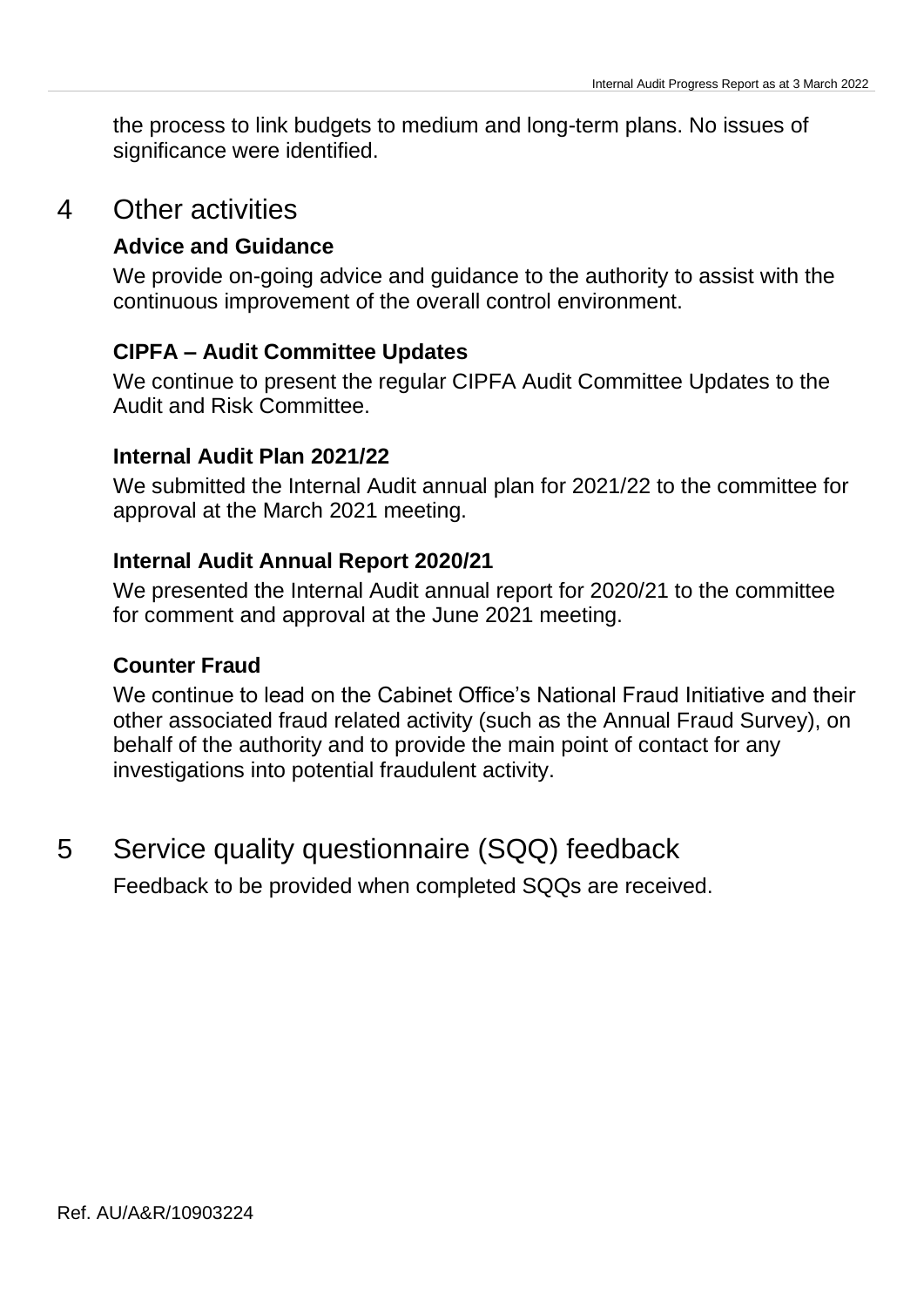the process to link budgets to medium and long-term plans. No issues of significance were identified.

## 4 Other activities

### Advice and Guidance

We provide on-going advice and guidance to the authority to assist with the continuous improvement of the overall control environment.

### CIPFA – Audit Committee Updates

We continue to present the regular CIPFA Audit Committee Updates to the Audit and Risk Committee.

### Internal Audit Plan 2021/22

We submitted the Internal Audit annual plan for 2021/22 to the committee for approval at the March 2021 meeting.

### Internal Audit Annual Report 2020/21

We presented the Internal Audit annual report for 2020/21 to the committee for comment and approval at the June 2021 meeting.

### Counter Fraud

We continue to lead on the Cabinet Office's National Fraud Initiative and their other associated fraud related activity (such as the Annual Fraud Survey), on behalf of the authority and to provide the main point of contact for any investigations into potential fraudulent activity.

## 5 Service quality questionnaire (SQQ) feedback

Feedback to be provided when completed SQQs are received.

Ref. AU/A&R/10903224